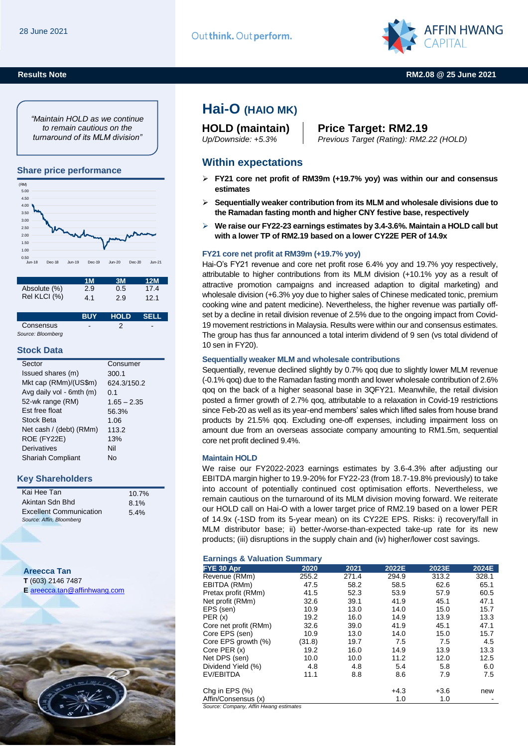28 June 2021

Outthink. Outperform.

AFFIN HWANG CAPITAL

**Results Note** | **RM2.08 @ 25 June 2021**

# Hai-O (HAIO MK)

**HOLD (maintain)**
*Up/Downside: +5.3%*

**Price Target: RM2.19**
*Previous Target (Rating): RM2.22 (HOLD)*

## Within expectations

- **FY21 core net profit of RM39m (+19.7% yoy) was within our and consensus estimates**
- **Sequentially weaker contribution from its MLM and wholesale divisions due to the Ramadan fasting month and higher CNY festive base, respectively**
- **We raise our FY22-23 earnings estimates by 3.4-3.6%. Maintain a HOLD call but with a lower TP of RM2.19 based on a lower CY22E PER of 14.9x**

### FY21 core net profit at RM39m (+19.7% yoy)

Hai-O's FY21 revenue and core net profit rose 6.4% yoy and 19.7% yoy respectively, attributable to higher contributions from its MLM division (+10.1% yoy as a result of attractive promotion campaigns and increased adaption to digital marketing) and wholesale division (+6.3% yoy due to higher sales of Chinese medicated tonic, premium cooking wine and patent medicine). Nevertheless, the higher revenue was partially off-set by a decline in retail division revenue of 2.5% due to the ongoing impact from Covid-19 movement restrictions in Malaysia. Results were within our and consensus estimates. The group has thus far announced a total interim dividend of 9 sen (vs total dividend of 10 sen in FY20).

### Sequentially weaker MLM and wholesale contributions

Sequentially, revenue declined slightly by 0.7% qoq due to slightly lower MLM revenue (-0.1% qoq) due to the Ramadan fasting month and lower wholesale contribution of 2.6% qoq on the back of a higher seasonal base in 3QFY21. Meanwhile, the retail division posted a firmer growth of 2.7% qoq, attributable to a relaxation in Covid-19 restrictions since Feb-20 as well as its year-end members' sales which lifted sales from house brand products by 21.5% qoq. Excluding one-off expenses, including impairment loss on amount due from an overseas associate company amounting to RM1.5m, sequential core net profit declined 9.4%.

### Maintain HOLD

We raise our FY2022-2023 earnings estimates by 3.6-4.3% after adjusting our EBITDA margin higher to 19.9-20% for FY22-23 (from 18.7-19.8% previously) to take into account of potentially continued cost optimisation efforts. Nevertheless, we remain cautious on the turnaround of its MLM division moving forward. We reiterate our HOLD call on Hai-O with a lower target price of RM2.19 based on a lower PER of 14.9x (-1SD from its 5-year mean) on its CY22E EPS. Risks: i) recovery/fall in MLM distributor base; ii) better-/worse-than-expected take-up rate for its new products; (iii) disruptions in the supply chain and (iv) higher/lower cost savings.

### Earnings & Valuation Summary

| FYE 30 Apr | 2020 | 2021 | 2022E | 2023E | 2024E |
|---|---|---|---|---|---|
| Revenue (RMm) | 255.2 | 271.4 | 294.9 | 313.2 | 328.1 |
| EBITDA (RMm) | 47.5 | 58.2 | 58.5 | 62.6 | 65.1 |
| Pretax profit (RMm) | 41.5 | 52.3 | 53.9 | 57.9 | 60.5 |
| Net profit (RMm) | 32.6 | 39.1 | 41.9 | 45.1 | 47.1 |
| EPS (sen) | 10.9 | 13.0 | 14.0 | 15.0 | 15.7 |
| PER (x) | 19.2 | 16.0 | 14.9 | 13.9 | 13.3 |
| Core net profit (RMm) | 32.6 | 39.0 | 41.9 | 45.1 | 47.1 |
| Core EPS (sen) | 10.9 | 13.0 | 14.0 | 15.0 | 15.7 |
| Core EPS growth (%) | (31.8) | 19.7 | 7.5 | 7.5 | 4.5 |
| Core PER (x) | 19.2 | 16.0 | 14.9 | 13.9 | 13.3 |
| Net DPS (sen) | 10.0 | 10.0 | 11.2 | 12.0 | 12.5 |
| Dividend Yield (%) | 4.8 | 4.8 | 5.4 | 5.8 | 6.0 |
| EV/EBITDA | 11.1 | 8.8 | 8.6 | 7.9 | 7.5 |
| | | | | | |
| Chg in EPS (%) | | | +4.3 | +3.6 | new |
| Affin/Consensus (x) | | | 1.0 | 1.0 | - |

*Source: Company, Affin Hwang estimates*

*"Maintain HOLD as we continue to remain cautious on the turnaround of its MLM division"*

### Share price performance

(RM) 5.00, 4.50, 4.00, 3.50, 3.00, 2.50, 2.00, 1.50, 1.00, 0.50 — Jun-18, Dec-18, Jun-19, Dec-19, Jun-20, Dec-20, Jun-21

| | 1M | 3M | 12M |
|---|---|---|---|
| Absolute (%) | 2.9 | 0.5 | 17.4 |
| Rel KLCI (%) | 4.1 | 2.9 | 12.1 |

| | BUY | HOLD | SELL |
|---|---|---|---|
| Consensus | - | 2 | - |

*Source: Bloomberg*

### Stock Data

| | |
|---|---|
| Sector | Consumer |
| Issued shares (m) | 300.1 |
| Mkt cap (RMm)/(US$m) | 624.3/150.2 |
| Avg daily vol - 6mth (m) | 0.1 |
| 52-wk range (RM) | 1.65 – 2.35 |
| Est free float | 56.3% |
| Stock Beta | 1.06 |
| Net cash / (debt) (RMm) | 113.2 |
| ROE (FY22E) | 13% |
| Derivatives | Nil |
| Shariah Compliant | No |

### Key Shareholders

| | |
|---|---|
| Kai Hee Tan | 10.7% |
| Akintan Sdn Bhd | 8.1% |
| Excellent Communication | 5.4% |

*Source: Affin, Bloomberg*

**Areecca Tan**
**T** (603) 2146 7487
**E** areecca.tan@affinhwang.com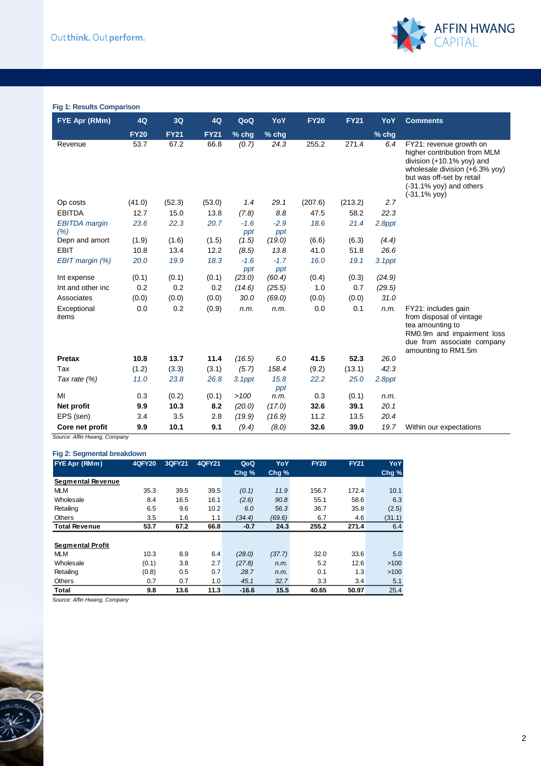**Fig 1: Results Comparison**

| FYE Apr (RMm) | 4Q FY20 | 3Q FY21 | 4Q FY21 | QoQ % chg | YoY % chg | FY20 | FY21 | YoY % chg | Comments |
|---|---|---|---|---|---|---|---|---|---|
| Revenue | 53.7 | 67.2 | 66.8 | *(0.7)* | *24.3* | 255.2 | 271.4 | *6.4* | FY21: revenue growth on higher contribution from MLM division (+10.1% yoy) and wholesale division (+6.3% yoy) but was off-set by retail (-31.1% yoy) and others (-31.1% yoy) |
| Op costs | (41.0) | (52.3) | (53.0) | *1.4* | *29.1* | (207.6) | (213.2) | *2.7* | |
| EBITDA | 12.7 | 15.0 | 13.8 | *(7.8)* | *8.8* | 47.5 | 58.2 | *22.3* | |
| *EBITDA margin (%)* | *23.6* | *22.3* | *20.7* | *-1.6 ppt* | *-2.9 ppt* | *18.6* | *21.4* | *2.8ppt* | |
| Depn and amort | (1.9) | (1.6) | (1.5) | *(1.5)* | *(19.0)* | (6.6) | (6.3) | *(4.4)* | |
| EBIT | 10.8 | 13.4 | 12.2 | *(8.5)* | *13.8* | 41.0 | 51.8 | *26.6* | |
| *EBIT margin (%)* | *20.0* | *19.9* | *18.3* | *-1.6 ppt* | *-1.7 ppt* | *16.0* | *19.1* | *3.1ppt* | |
| Int expense | (0.1) | (0.1) | (0.1) | *(23.0)* | *(60.4)* | (0.4) | (0.3) | *(24.9)* | |
| Int and other inc | 0.2 | 0.2 | 0.2 | *(14.6)* | *(25.5)* | 1.0 | 0.7 | *(29.5)* | |
| Associates | (0.0) | (0.0) | (0.0) | *30.0* | *(69.0)* | (0.0) | (0.0) | *31.0* | |
| Exceptional items | 0.0 | 0.2 | (0.9) | *n.m.* | *n.m.* | 0.0 | 0.1 | *n.m.* | FY21: includes gain from disposal of vintage tea amounting to RM0.9m and impairment loss due from associate company amounting to RM1.5m |
| **Pretax** | **10.8** | **13.7** | **11.4** | *(16.5)* | *6.0* | **41.5** | **52.3** | *26.0* | |
| Tax | (1.2) | (3.3) | (3.1) | *(5.7)* | *158.4* | (9.2) | (13.1) | *42.3* | |
| *Tax rate (%)* | *11.0* | *23.8* | *26.8* | *3.1ppt* | *15.8 ppt* | *22.2* | *25.0* | *2.8ppt* | |
| MI | 0.3 | (0.2) | (0.1) | *>100* | *n.m.* | 0.3 | (0.1) | *n.m.* | |
| **Net profit** | **9.9** | **10.3** | **8.2** | *(20.0)* | *(17.0)* | **32.6** | **39.1** | *20.1* | |
| EPS (sen) | 3.4 | 3.5 | 2.8 | *(19.9)* | *(16.9)* | 11.2 | 13.5 | *20.4* | |
| **Core net profit** | **9.9** | **10.1** | **9.1** | *(9.4)* | *(8.0)* | **32.6** | **39.0** | *19.7* | Within our expectations |

*Source: Affin Hwang, Company*

**Fig 2: Segmental breakdown**

| FYE Apr (RMm) | 4QFY20 | 3QFY21 | 4QFY21 | QoQ Chg % | YoY Chg % | FY20 | FY21 | YoY Chg % |
|---|---|---|---|---|---|---|---|---|
| **Segmental Revenue** | | | | | | | | |
| MLM | 35.3 | 39.5 | 39.5 | *(0.1)* | *11.9* | 156.7 | 172.4 | 10.1 |
| Wholesale | 8.4 | 16.5 | 16.1 | *(2.6)* | *90.8* | 55.1 | 58.6 | 6.3 |
| Retailing | 6.5 | 9.6 | 10.2 | *6.0* | *56.3* | 36.7 | 35.8 | (2.5) |
| Others | 3.5 | 1.6 | 1.1 | *(34.4)* | *(69.6)* | 6.7 | 4.6 | (31.1) |
| **Total Revenue** | **53.7** | **67.2** | **66.8** | **-0.7** | **24.3** | **255.2** | **271.4** | 6.4 |
| **Segmental Profit** | | | | | | | | |
| MLM | 10.3 | 8.9 | 6.4 | *(28.0)* | *(37.7)* | 32.0 | 33.6 | 5.0 |
| Wholesale | (0.1) | 3.8 | 2.7 | *(27.8)* | *n.m.* | 5.2 | 12.6 | >100 |
| Retailing | (0.8) | 0.5 | 0.7 | *28.7* | *n.m.* | 0.1 | 1.3 | >100 |
| Others | 0.7 | 0.7 | 1.0 | *45.1* | *32.7* | 3.3 | 3.4 | 5.1 |
| **Total** | **9.8** | **13.6** | **11.3** | **-16.6** | **15.5** | **40.65** | **50.97** | 25.4 |

*Source: Affin Hwang, Company*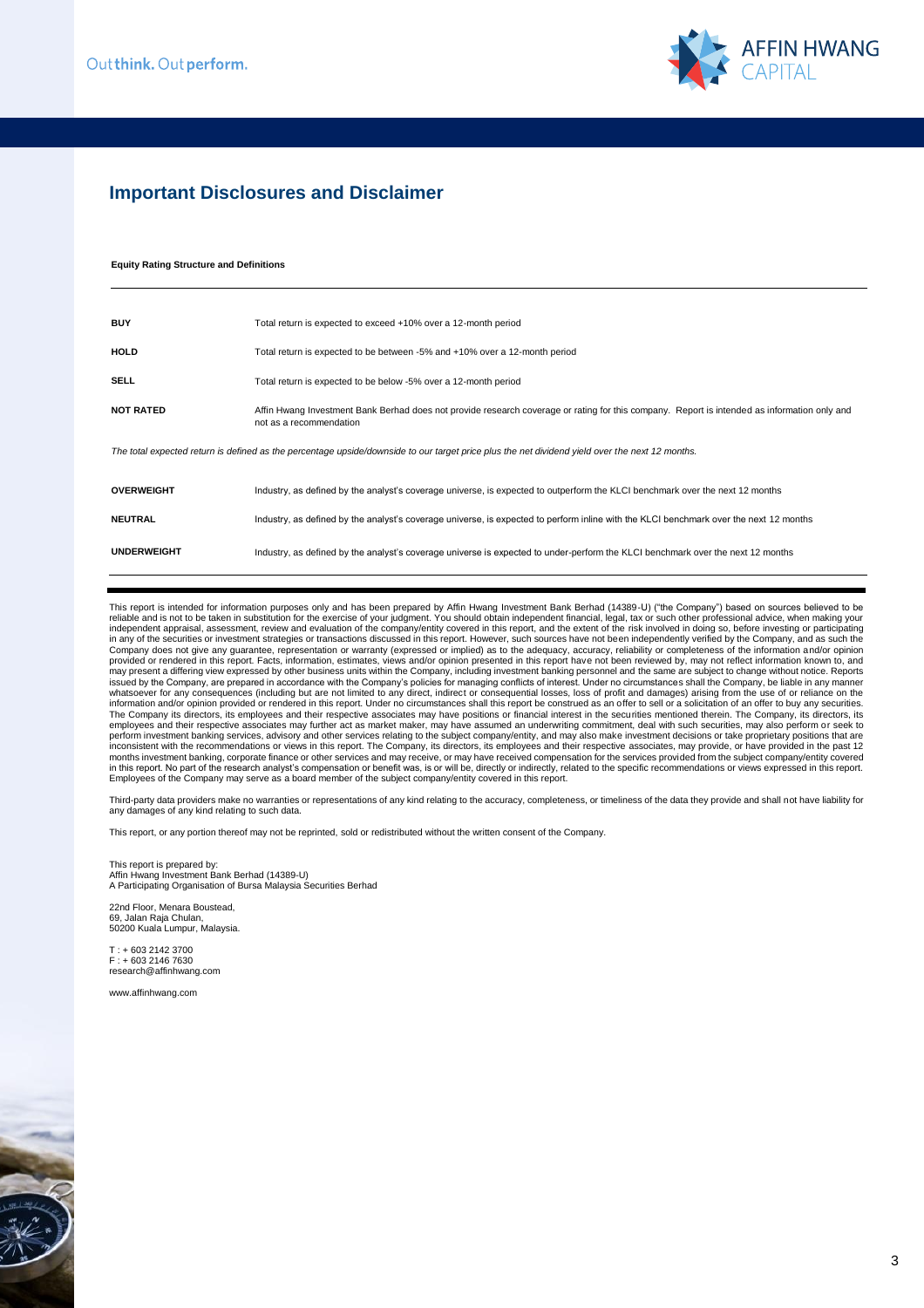# Important Disclosures and Disclaimer

**Equity Rating Structure and Definitions**

| | |
|---|---|
| **BUY** | Total return is expected to exceed +10% over a 12-month period |
| **HOLD** | Total return is expected to be between -5% and +10% over a 12-month period |
| **SELL** | Total return is expected to be below -5% over a 12-month period |
| **NOT RATED** | Affin Hwang Investment Bank Berhad does not provide research coverage or rating for this company. Report is intended as information only and not as a recommendation |

*The total expected return is defined as the percentage upside/downside to our target price plus the net dividend yield over the next 12 months.*

| | |
|---|---|
| **OVERWEIGHT** | Industry, as defined by the analyst's coverage universe, is expected to outperform the KLCI benchmark over the next 12 months |
| **NEUTRAL** | Industry, as defined by the analyst's coverage universe, is expected to perform inline with the KLCI benchmark over the next 12 months |
| **UNDERWEIGHT** | Industry, as defined by the analyst's coverage universe is expected to under-perform the KLCI benchmark over the next 12 months |

This report is intended for information purposes only and has been prepared by Affin Hwang Investment Bank Berhad (14389-U) ("the Company") based on sources believed to be reliable and is not to be taken in substitution for the exercise of your judgment. You should obtain independent financial, legal, tax or such other professional advice, when making your independent appraisal, assessment, review and evaluation of the company/entity covered in this report, and the extent of the risk involved in doing so, before investing or participating in any of the securities or investment strategies or transactions discussed in this report. However, such sources have not been independently verified by the Company, and as such the Company does not give any guarantee, representation or warranty (expressed or implied) as to the adequacy, accuracy, reliability or completeness of the information and/or opinion provided or rendered in this report. Facts, information, estimates, views and/or opinion presented in this report have not been reviewed by, may not reflect information known to, and may present a differing view expressed by other business units within the Company, including investment banking personnel and the same are subject to change without notice. Reports issued by the Company, are prepared in accordance with the Company's policies for managing conflicts of interest. Under no circumstances shall the Company, be liable in any manner whatsoever for any consequences (including but are not limited to any direct, indirect or consequential losses, loss of profit and damages) arising from the use of or reliance on the information and/or opinion provided or rendered in this report. Under no circumstances shall this report be construed as an offer to sell or a solicitation of an offer to buy any securities. The Company its directors, its employees and their respective associates may have positions or financial interest in the securities mentioned therein. The Company, its directors, its employees and their respective associates may further act as market maker, may have assumed an underwriting commitment, deal with such securities, may also perform or seek to perform investment banking services, advisory and other services relating to the subject company/entity, and may also make investment decisions or take proprietary positions that are inconsistent with the recommendations or views in this report. The Company, its directors, its employees and their respective associates, may provide, or have provided in the past 12 months investment banking, corporate finance or other services and may receive, or may have received compensation for the services provided from the subject company/entity covered in this report. No part of the research analyst's compensation or benefit was, is or will be, directly or indirectly, related to the specific recommendations or views expressed in this report. Employees of the Company may serve as a board member of the subject company/entity covered in this report.

Third-party data providers make no warranties or representations of any kind relating to the accuracy, completeness, or timeliness of the data they provide and shall not have liability for any damages of any kind relating to such data.

This report, or any portion thereof may not be reprinted, sold or redistributed without the written consent of the Company.

This report is prepared by:
Affin Hwang Investment Bank Berhad (14389-U)
A Participating Organisation of Bursa Malaysia Securities Berhad

22nd Floor, Menara Boustead,
69, Jalan Raja Chulan,
50200 Kuala Lumpur, Malaysia.

T : + 603 2142 3700
F : + 603 2146 7630
research@affinhwang.com

www.affinhwang.com